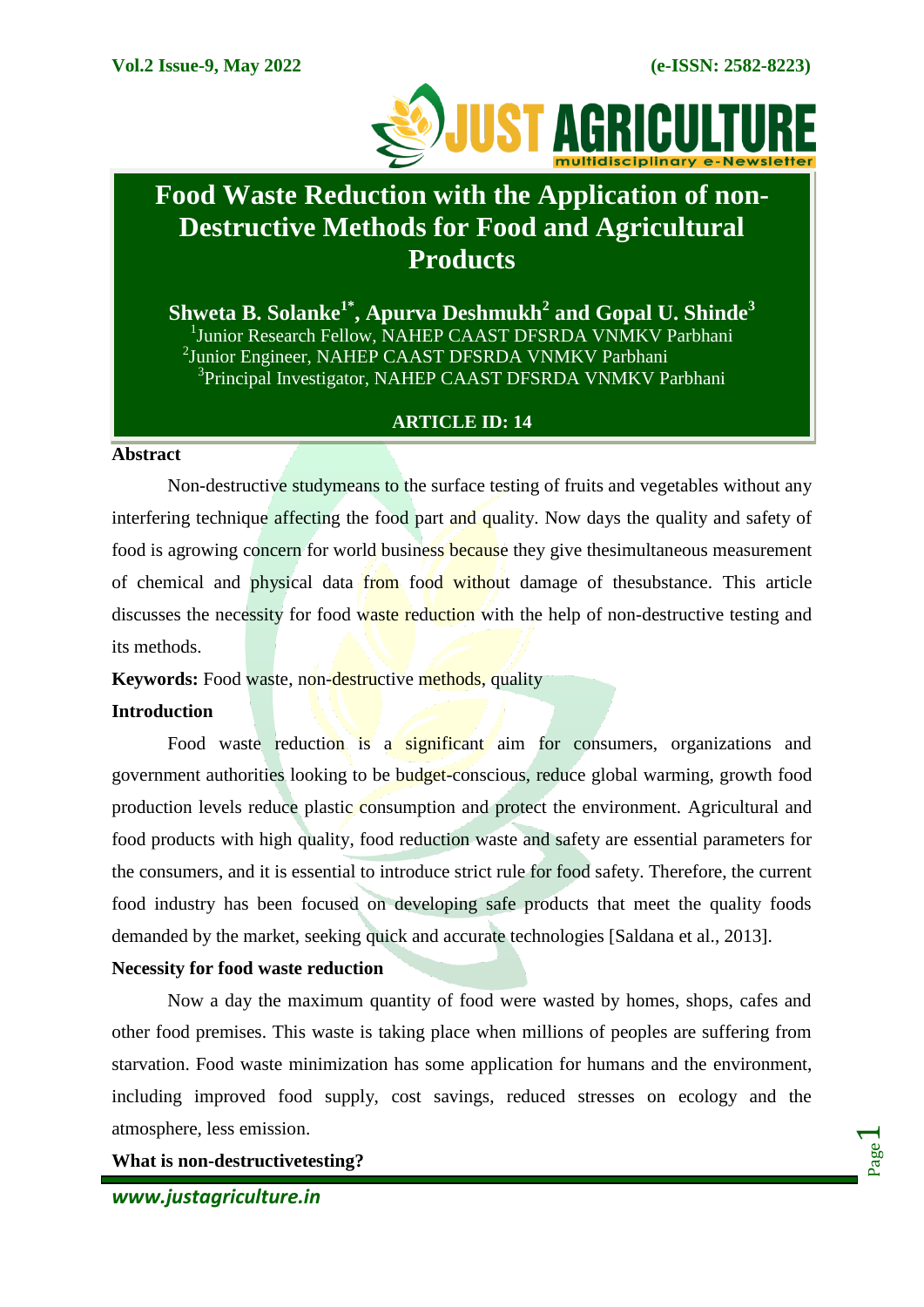# Food Waste Reduction with the Application of non-Destructive Methods for Food and Agricultural Products

**Shweta B. Solanke[1*], Apurva Deshmukh[2] and Gopal U. Shinde[3]**

[1]Junior Research Fellow, NAHEP CAAST DFSRDA VNMKV Parbhani
[2]Junior Engineer, NAHEP CAAST DFSRDA VNMKV Parbhani
[3]Principal Investigator, NAHEP CAAST DFSRDA VNMKV Parbhani

**ARTICLE ID: 14**

## Abstract

Non-destructive studymeans to the surface testing of fruits and vegetables without any interfering technique affecting the food part and quality. Now days the quality and safety of food is agrowing concern for world business because they give thesimultaneous measurement of chemical and physical data from food without damage of thesubstance. This article discusses the necessity for food waste reduction with the help of non-destructive testing and its methods.

**Keywords:** Food waste, non-destructive methods, quality

## Introduction

Food waste reduction is a significant aim for consumers, organizations and government authorities looking to be budget-conscious, reduce global warming, growth food production levels reduce plastic consumption and protect the environment. Agricultural and food products with high quality, food reduction waste and safety are essential parameters for the consumers, and it is essential to introduce strict rule for food safety. Therefore, the current food industry has been focused on developing safe products that meet the quality foods demanded by the market, seeking quick and accurate technologies [Saldana et al., 2013].

## Necessity for food waste reduction

Now a day the maximum quantity of food were wasted by homes, shops, cafes and other food premises. This waste is taking place when millions of peoples are suffering from starvation. Food waste minimization has some application for humans and the environment, including improved food supply, cost savings, reduced stresses on ecology and the atmosphere, less emission.

## What is non-destructivetesting?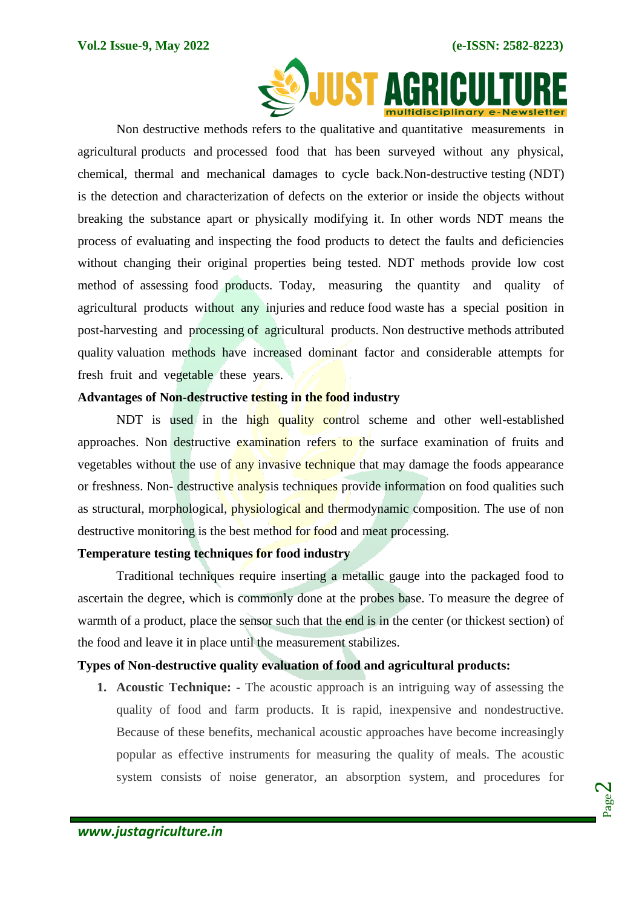Non destructive methods refers to the qualitative and quantitative measurements in agricultural products and processed food that has been surveyed without any physical, chemical, thermal and mechanical damages to cycle back.Non-destructive testing (NDT) is the detection and characterization of defects on the exterior or inside the objects without breaking the substance apart or physically modifying it. In other words NDT means the process of evaluating and inspecting the food products to detect the faults and deficiencies without changing their original properties being tested. NDT methods provide low cost method of assessing food products. Today, measuring the quantity and quality of agricultural products without any injuries and reduce food waste has a special position in post-harvesting and processing of agricultural products. Non destructive methods attributed quality valuation methods have increased dominant factor and considerable attempts for fresh fruit and vegetable these years.

**Advantages of Non-destructive testing in the food industry**

NDT is used in the high quality control scheme and other well-established approaches. Non destructive examination refers to the surface examination of fruits and vegetables without the use of any invasive technique that may damage the foods appearance or freshness. Non- destructive analysis techniques provide information on food qualities such as structural, morphological, physiological and thermodynamic composition. The use of non destructive monitoring is the best method for food and meat processing.

**Temperature testing techniques for food industry**

Traditional techniques require inserting a metallic gauge into the packaged food to ascertain the degree, which is commonly done at the probes base. To measure the degree of warmth of a product, place the sensor such that the end is in the center (or thickest section) of the food and leave it in place until the measurement stabilizes.

**Types of Non-destructive quality evaluation of food and agricultural products:**

1. **Acoustic Technique:** - The acoustic approach is an intriguing way of assessing the quality of food and farm products. It is rapid, inexpensive and nondestructive. Because of these benefits, mechanical acoustic approaches have become increasingly popular as effective instruments for measuring the quality of meals. The acoustic system consists of noise generator, an absorption system, and procedures for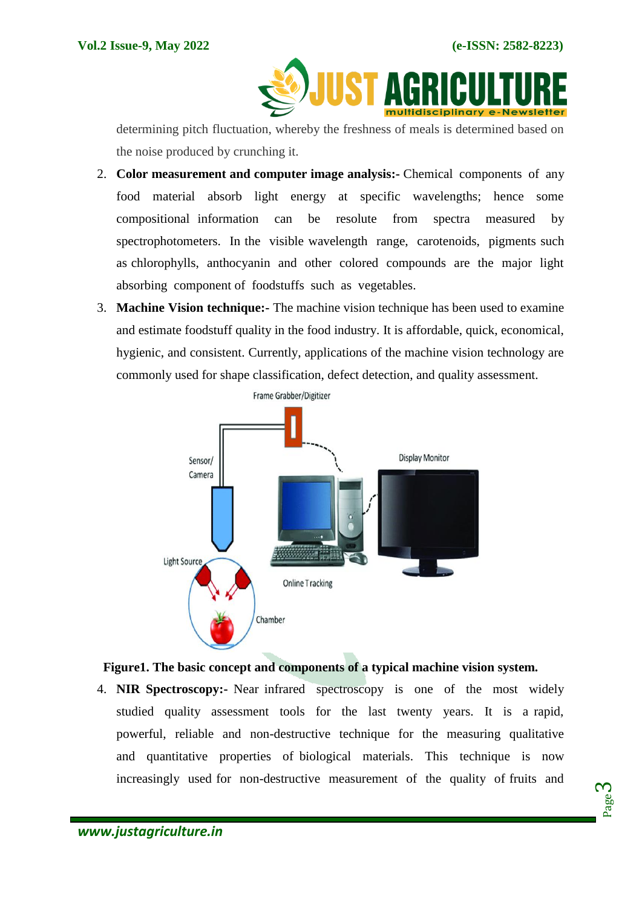determining pitch fluctuation, whereby the freshness of meals is determined based on the noise produced by crunching it.

2. **Color measurement and computer image analysis:-** Chemical components of any food material absorb light energy at specific wavelengths; hence some compositional information can be resolute from spectra measured by spectrophotometers. In the visible wavelength range, carotenoids, pigments such as chlorophylls, anthocyanin and other colored compounds are the major light absorbing component of foodstuffs such as vegetables.
3. **Machine Vision technique:-** The machine vision technique has been used to examine and estimate foodstuff quality in the food industry. It is affordable, quick, economical, hygienic, and consistent. Currently, applications of the machine vision technology are commonly used for shape classification, defect detection, and quality assessment.

**Figure1. The basic concept and components of a typical machine vision system.**

4. **NIR Spectroscopy:-** Near infrared spectroscopy is one of the most widely studied quality assessment tools for the last twenty years. It is a rapid, powerful, reliable and non-destructive technique for the measuring qualitative and quantitative properties of biological materials. This technique is now increasingly used for non-destructive measurement of the quality of fruits and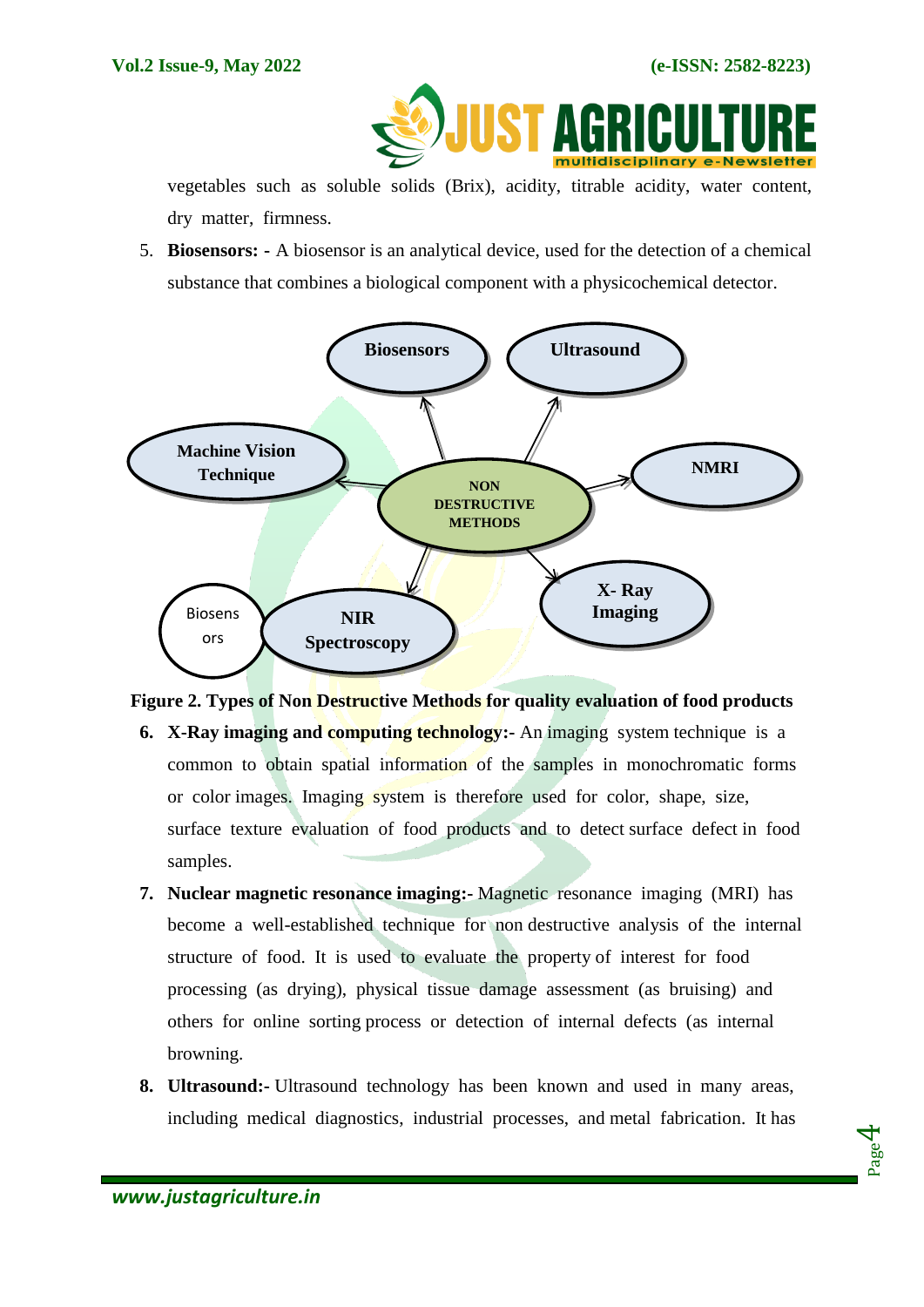vegetables such as soluble solids (Brix), acidity, titrable acidity, water content, dry matter, firmness.

5. **Biosensors: -** A biosensor is an analytical device, used for the detection of a chemical substance that combines a biological component with a physicochemical detector.

**Figure 2. Types of Non Destructive Methods for quality evaluation of food products**

6. **X-Ray imaging and computing technology:-** An imaging system technique is a common to obtain spatial information of the samples in monochromatic forms or color images. Imaging system is therefore used for color, shape, size, surface texture evaluation of food products and to detect surface defect in food samples.

7. **Nuclear magnetic resonance imaging:-** Magnetic resonance imaging (MRI) has become a well-established technique for non destructive analysis of the internal structure of food. It is used to evaluate the property of interest for food processing (as drying), physical tissue damage assessment (as bruising) and others for online sorting process or detection of internal defects (as internal browning.

8. **Ultrasound:-** Ultrasound technology has been known and used in many areas, including medical diagnostics, industrial processes, and metal fabrication. It has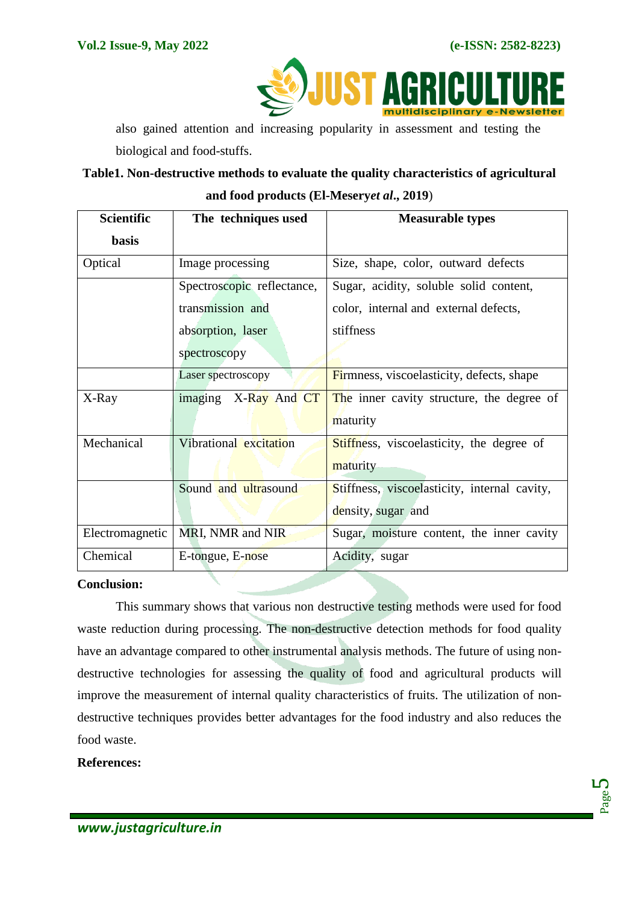also gained attention and increasing popularity in assessment and testing the biological and food-stuffs.

**Table1. Non-destructive methods to evaluate the quality characteristics of agricultural and food products (El-Meseryet *al*., 2019)**

| Scientific basis | The techniques used | Measurable types |
|---|---|---|
| Optical | Image processing | Size, shape, color, outward defects |
| | Spectroscopic reflectance, transmission and absorption, laser spectroscopy | Sugar, acidity, soluble solid content, color, internal and external defects, stiffness |
| | Laser spectroscopy | Firmness, viscoelasticity, defects, shape |
| X-Ray | imaging X-Ray And CT | The inner cavity structure, the degree of maturity |
| Mechanical | Vibrational excitation | Stiffness, viscoelasticity, the degree of maturity |
| | Sound and ultrasound | Stiffness, viscoelasticity, internal cavity, density, sugar and |
| Electromagnetic | MRI, NMR and NIR | Sugar, moisture content, the inner cavity |
| Chemical | E-tongue, E-nose | Acidity, sugar |

**Conclusion:**

This summary shows that various non destructive testing methods were used for food waste reduction during processing. The non-destructive detection methods for food quality have an advantage compared to other instrumental analysis methods. The future of using non-destructive technologies for assessing the quality of food and agricultural products will improve the measurement of internal quality characteristics of fruits. The utilization of non-destructive techniques provides better advantages for the food industry and also reduces the food waste.

**References:**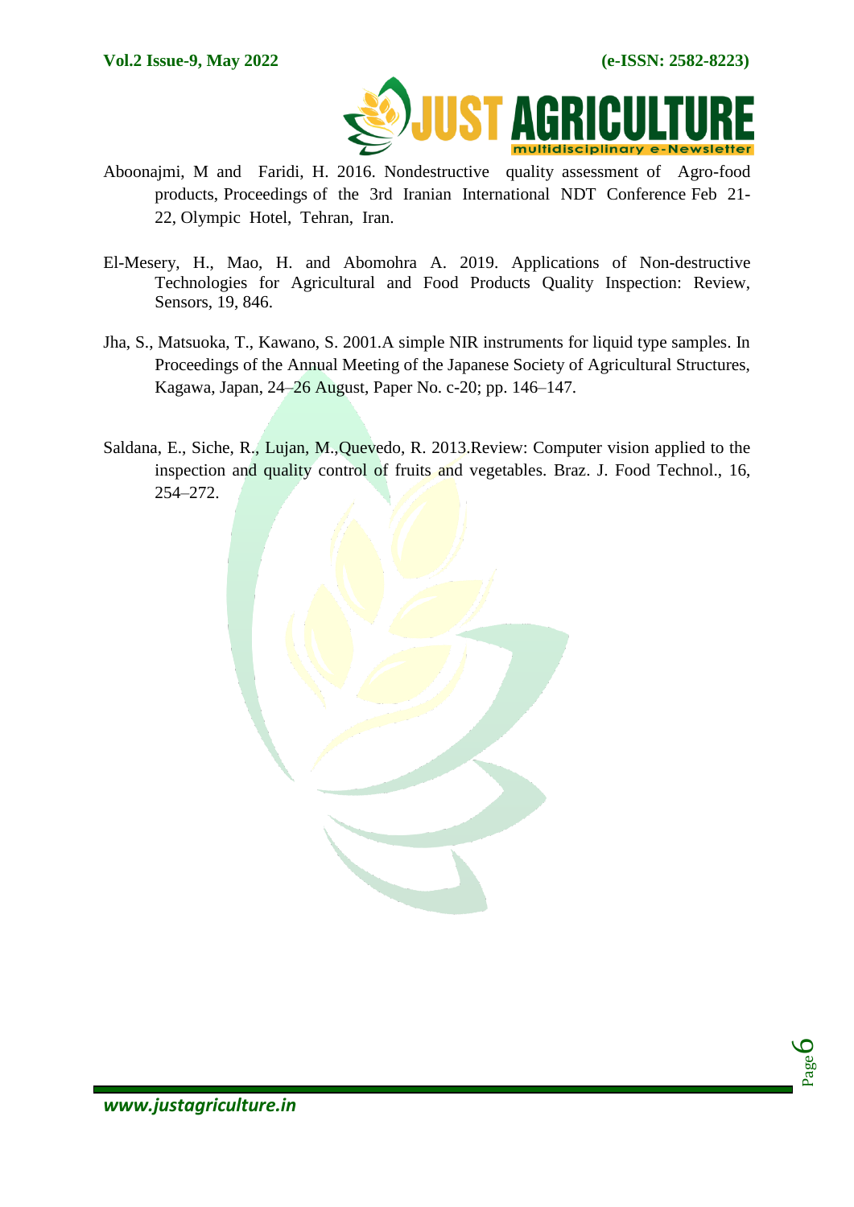Aboonajmi, M and Faridi, H. 2016. Nondestructive quality assessment of Agro-food products, Proceedings of the 3rd Iranian International NDT Conference Feb 21-22, Olympic Hotel, Tehran, Iran.

El-Mesery, H., Mao, H. and Abomohra A. 2019. Applications of Non-destructive Technologies for Agricultural and Food Products Quality Inspection: Review, Sensors, 19, 846.

Jha, S., Matsuoka, T., Kawano, S. 2001.A simple NIR instruments for liquid type samples. In Proceedings of the Annual Meeting of the Japanese Society of Agricultural Structures, Kagawa, Japan, 24–26 August, Paper No. c-20; pp. 146–147.

Saldana, E., Siche, R., Lujan, M.,Quevedo, R. 2013.Review: Computer vision applied to the inspection and quality control of fruits and vegetables. Braz. J. Food Technol., 16, 254–272.